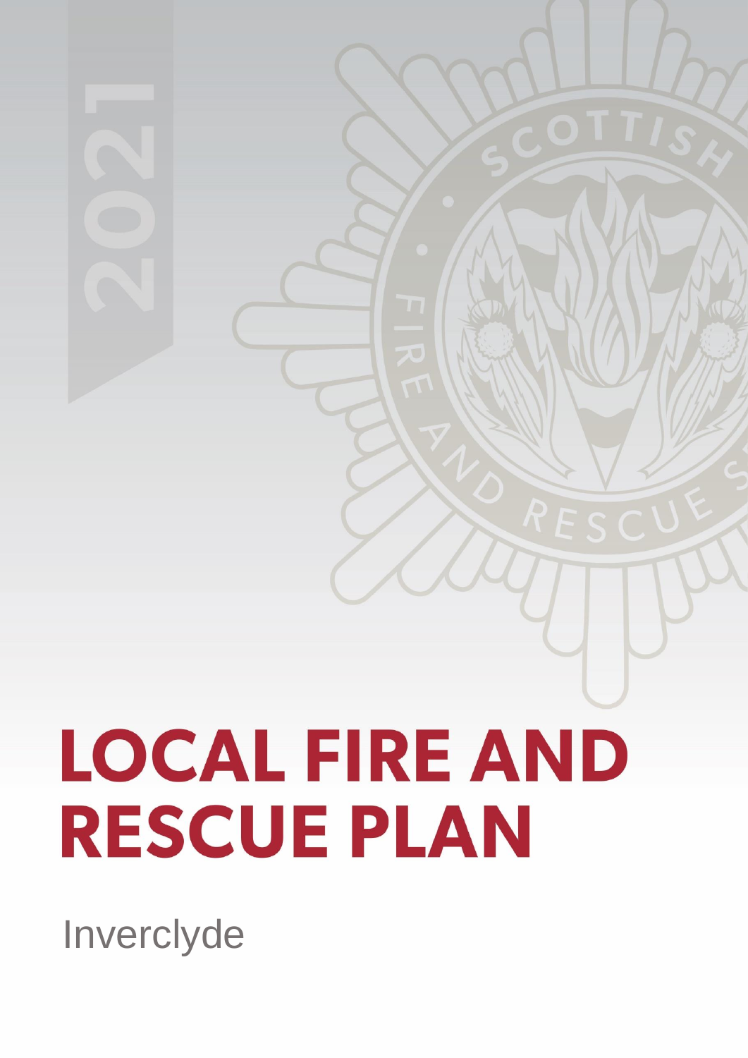2021

# LOCAL FIRE AND RESCUE PLAN

Inverclyde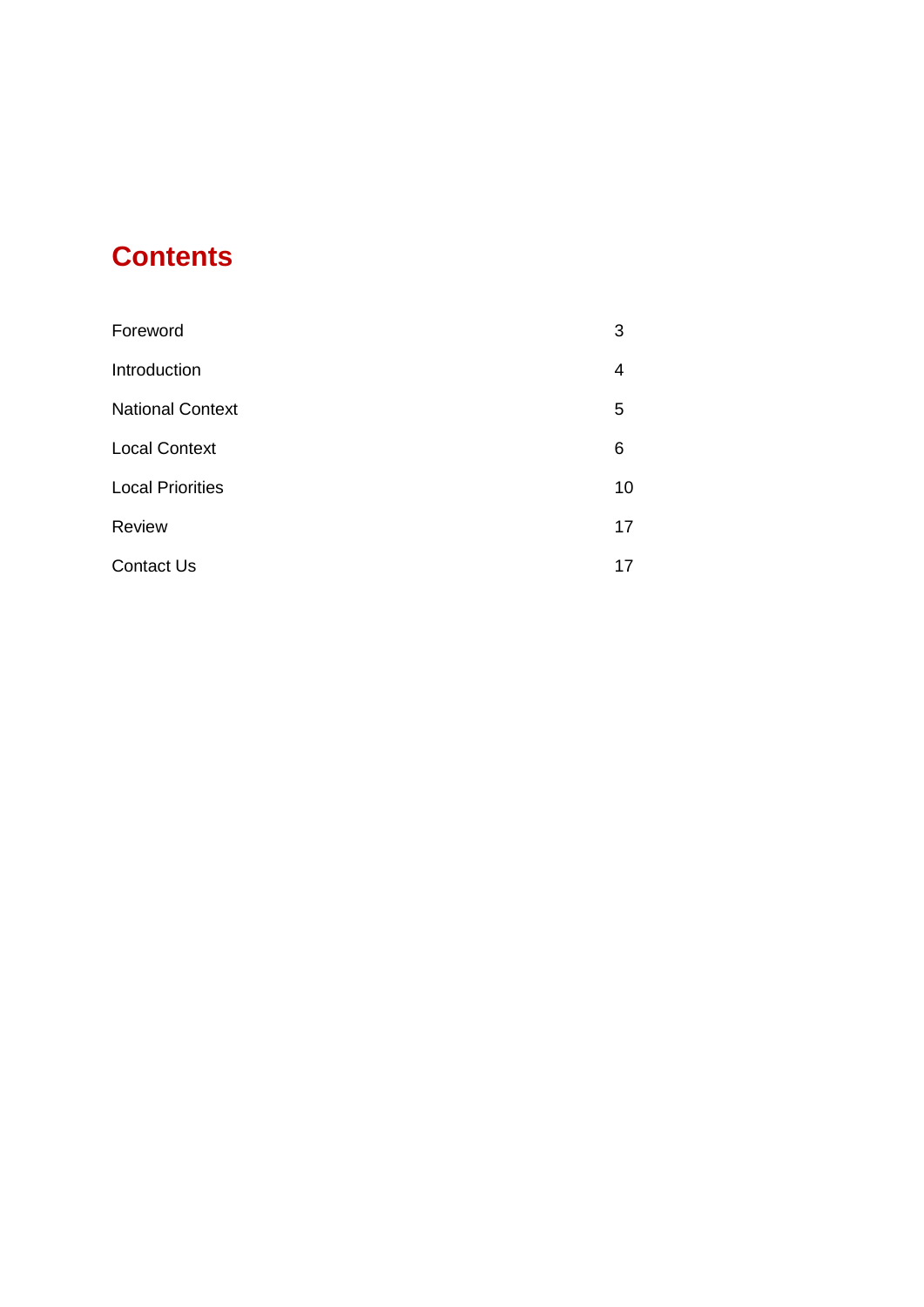# Contents

| | |
|---|---|
| Foreword | 3 |
| Introduction | 4 |
| National Context | 5 |
| Local Context | 6 |
| Local Priorities | 10 |
| Review | 17 |
| Contact Us | 17 |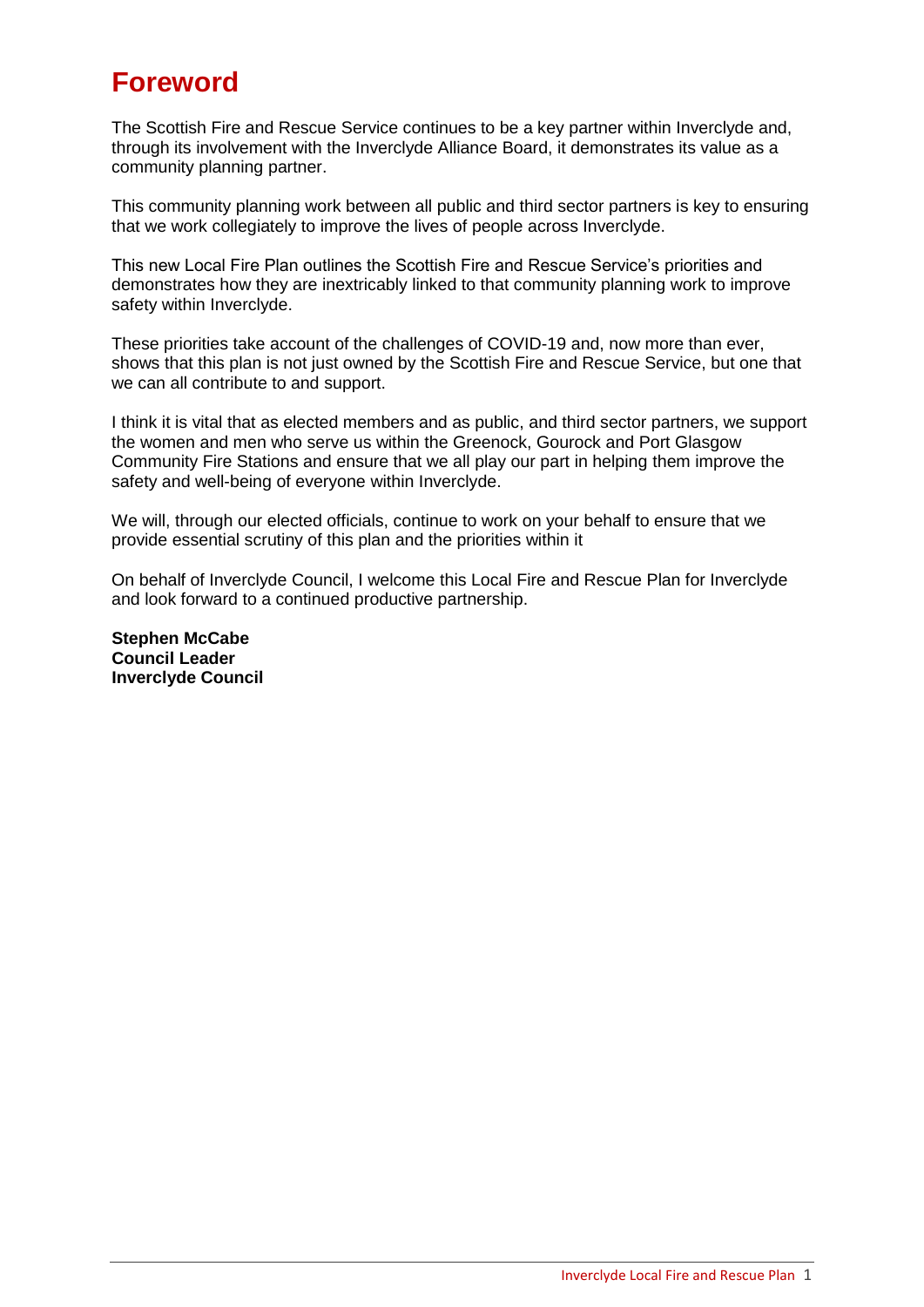# Foreword

The Scottish Fire and Rescue Service continues to be a key partner within Inverclyde and, through its involvement with the Inverclyde Alliance Board, it demonstrates its value as a community planning partner.

This community planning work between all public and third sector partners is key to ensuring that we work collegiately to improve the lives of people across Inverclyde.

This new Local Fire Plan outlines the Scottish Fire and Rescue Service's priorities and demonstrates how they are inextricably linked to that community planning work to improve safety within Inverclyde.

These priorities take account of the challenges of COVID-19 and, now more than ever, shows that this plan is not just owned by the Scottish Fire and Rescue Service, but one that we can all contribute to and support.

I think it is vital that as elected members and as public, and third sector partners, we support the women and men who serve us within the Greenock, Gourock and Port Glasgow Community Fire Stations and ensure that we all play our part in helping them improve the safety and well-being of everyone within Inverclyde.

We will, through our elected officials, continue to work on your behalf to ensure that we provide essential scrutiny of this plan and the priorities within it

On behalf of Inverclyde Council, I welcome this Local Fire and Rescue Plan for Inverclyde and look forward to a continued productive partnership.

**Stephen McCabe**
**Council Leader**
**Inverclyde Council**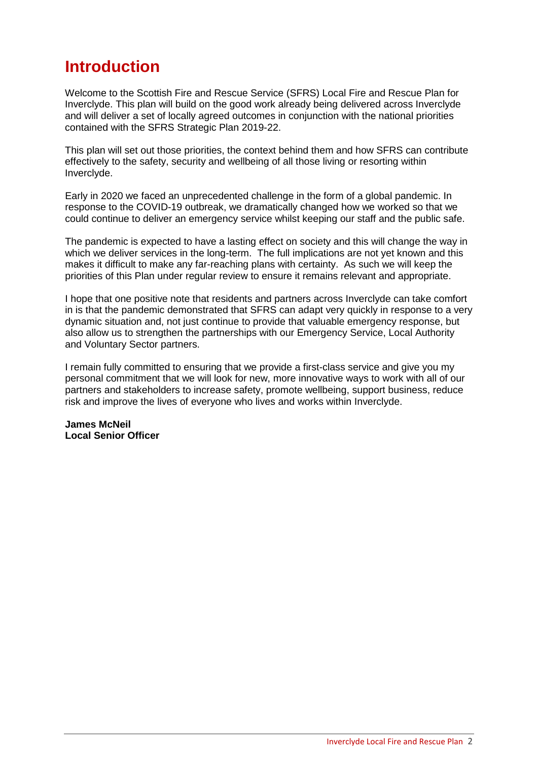# Introduction

Welcome to the Scottish Fire and Rescue Service (SFRS) Local Fire and Rescue Plan for Inverclyde. This plan will build on the good work already being delivered across Inverclyde and will deliver a set of locally agreed outcomes in conjunction with the national priorities contained with the SFRS Strategic Plan 2019-22.

This plan will set out those priorities, the context behind them and how SFRS can contribute effectively to the safety, security and wellbeing of all those living or resorting within Inverclyde.

Early in 2020 we faced an unprecedented challenge in the form of a global pandemic. In response to the COVID-19 outbreak, we dramatically changed how we worked so that we could continue to deliver an emergency service whilst keeping our staff and the public safe.

The pandemic is expected to have a lasting effect on society and this will change the way in which we deliver services in the long-term. The full implications are not yet known and this makes it difficult to make any far-reaching plans with certainty. As such we will keep the priorities of this Plan under regular review to ensure it remains relevant and appropriate.

I hope that one positive note that residents and partners across Inverclyde can take comfort in is that the pandemic demonstrated that SFRS can adapt very quickly in response to a very dynamic situation and, not just continue to provide that valuable emergency response, but also allow us to strengthen the partnerships with our Emergency Service, Local Authority and Voluntary Sector partners.

I remain fully committed to ensuring that we provide a first-class service and give you my personal commitment that we will look for new, more innovative ways to work with all of our partners and stakeholders to increase safety, promote wellbeing, support business, reduce risk and improve the lives of everyone who lives and works within Inverclyde.

**James McNeil**
**Local Senior Officer**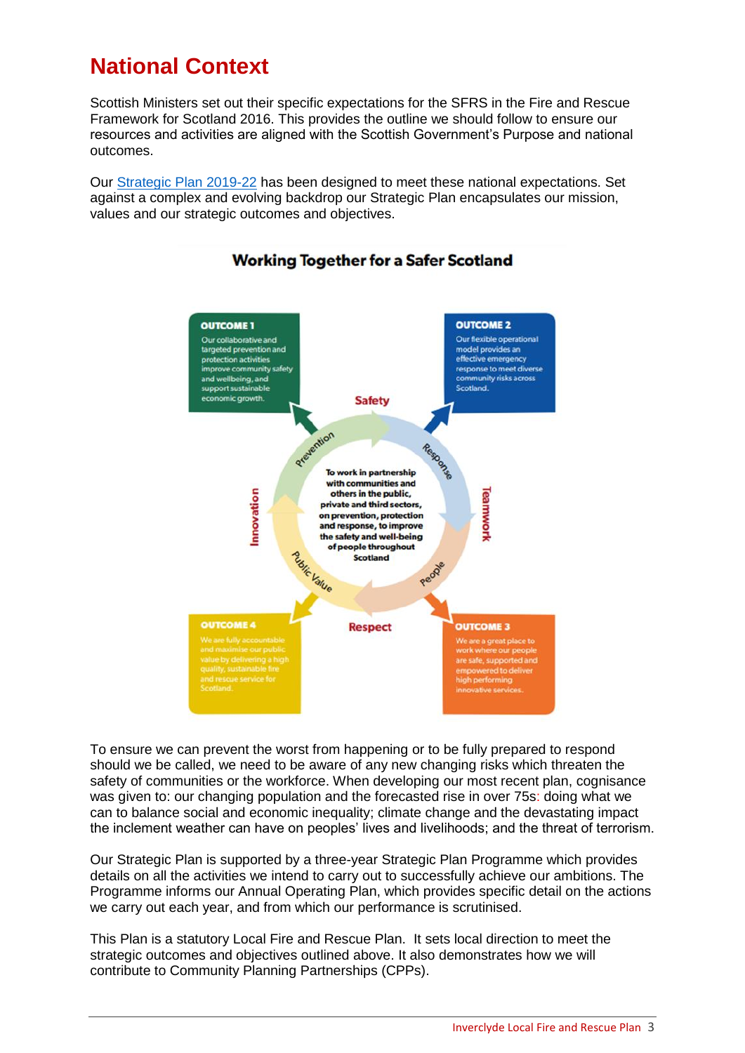# National Context

Scottish Ministers set out their specific expectations for the SFRS in the Fire and Rescue Framework for Scotland 2016. This provides the outline we should follow to ensure our resources and activities are aligned with the Scottish Government's Purpose and national outcomes.

Our [Strategic Plan 2019-22] has been designed to meet these national expectations. Set against a complex and evolving backdrop our Strategic Plan encapsulates our mission, values and our strategic outcomes and objectives.

**Working Together for a Safer Scotland**

**OUTCOME 1**
Our collaborative and targeted prevention and protection activities improve community safety and wellbeing, and support sustainable economic growth.

**OUTCOME 2**
Our flexible operational model provides an effective emergency response to meet diverse community risks across Scotland.

**OUTCOME 3**
We are a great place to work where our people are safe, supported and empowered to deliver high performing innovative services.

**OUTCOME 4**
We are fully accountable and maximise our public value by delivering a high quality, sustainable fire and rescue service for Scotland.

Safety — Teamwork — Respect — Innovation

Prevention — Response — People — Public Value

To work in partnership with communities and others in the public, private and third sectors, on prevention, protection and response, to improve the safety and well-being of people throughout Scotland

To ensure we can prevent the worst from happening or to be fully prepared to respond should we be called, we need to be aware of any new changing risks which threaten the safety of communities or the workforce. When developing our most recent plan, cognisance was given to: our changing population and the forecasted rise in over 75s: doing what we can to balance social and economic inequality; climate change and the devastating impact the inclement weather can have on peoples' lives and livelihoods; and the threat of terrorism.

Our Strategic Plan is supported by a three-year Strategic Plan Programme which provides details on all the activities we intend to carry out to successfully achieve our ambitions. The Programme informs our Annual Operating Plan, which provides specific detail on the actions we carry out each year, and from which our performance is scrutinised.

This Plan is a statutory Local Fire and Rescue Plan. It sets local direction to meet the strategic outcomes and objectives outlined above. It also demonstrates how we will contribute to Community Planning Partnerships (CPPs).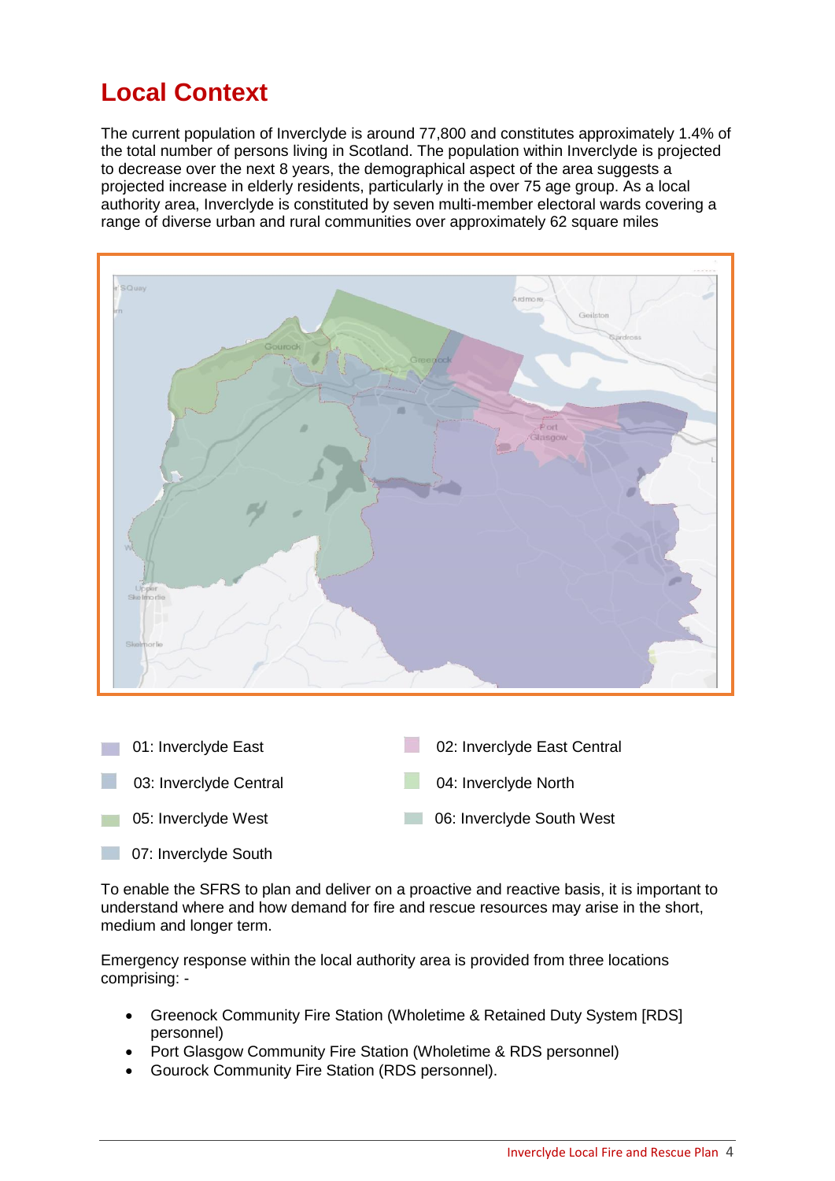# Local Context

The current population of Inverclyde is around 77,800 and constitutes approximately 1.4% of the total number of persons living in Scotland. The population within Inverclyde is projected to decrease over the next 8 years, the demographical aspect of the area suggests a projected increase in elderly residents, particularly in the over 75 age group. As a local authority area, Inverclyde is constituted by seven multi-member electoral wards covering a range of diverse urban and rural communities over approximately 62 square miles

- 01: Inverclyde East
- 02: Inverclyde East Central
- 03: Inverclyde Central
- 04: Inverclyde North
- 05: Inverclyde West
- 06: Inverclyde South West
- 07: Inverclyde South

To enable the SFRS to plan and deliver on a proactive and reactive basis, it is important to understand where and how demand for fire and rescue resources may arise in the short, medium and longer term.

Emergency response within the local authority area is provided from three locations comprising: -

- Greenock Community Fire Station (Wholetime & Retained Duty System [RDS] personnel)
- Port Glasgow Community Fire Station (Wholetime & RDS personnel)
- Gourock Community Fire Station (RDS personnel).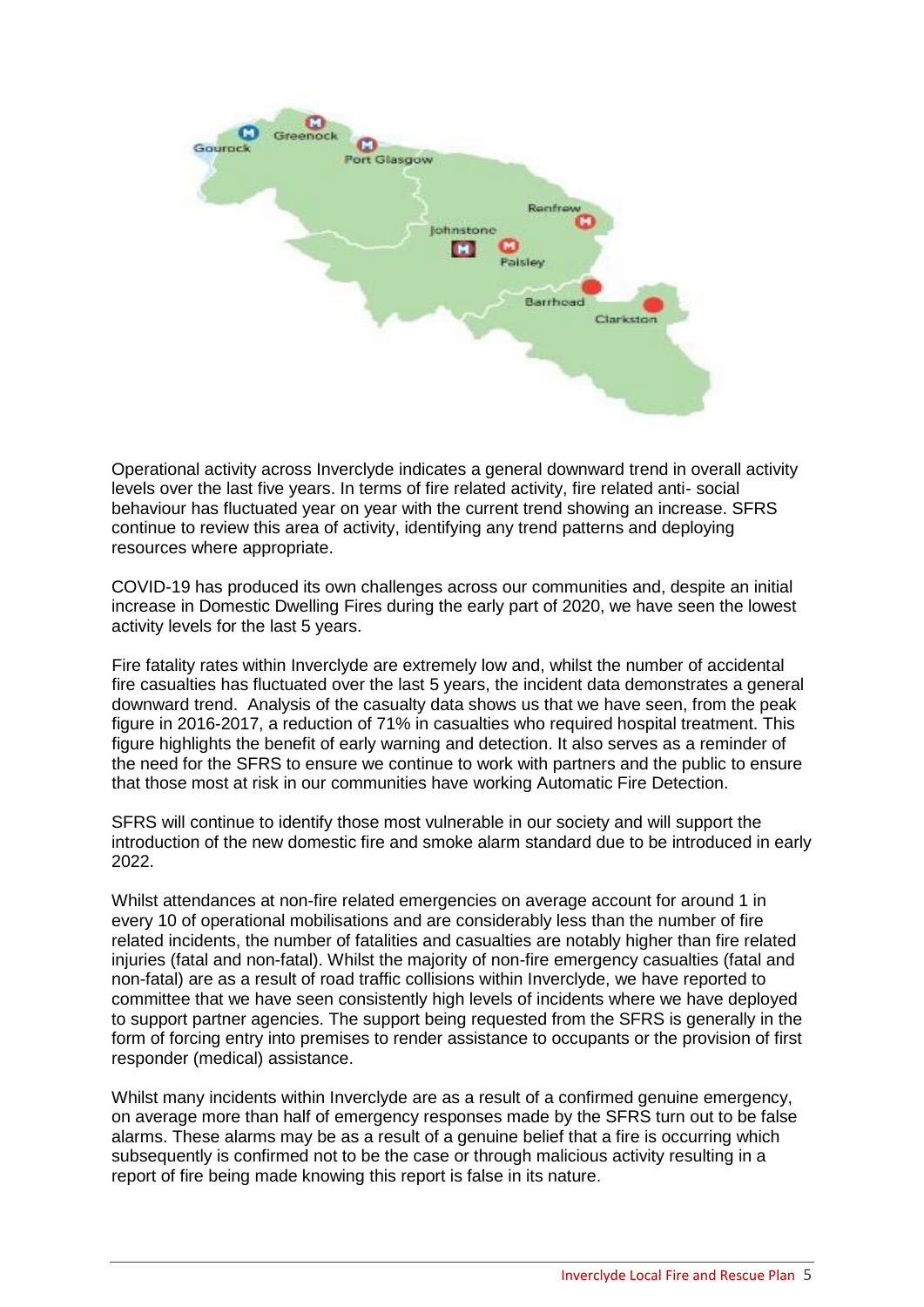Operational activity across Inverclyde indicates a general downward trend in overall activity levels over the last five years. In terms of fire related activity, fire related anti- social behaviour has fluctuated year on year with the current trend showing an increase. SFRS continue to review this area of activity, identifying any trend patterns and deploying resources where appropriate.

COVID-19 has produced its own challenges across our communities and, despite an initial increase in Domestic Dwelling Fires during the early part of 2020, we have seen the lowest activity levels for the last 5 years.

Fire fatality rates within Inverclyde are extremely low and, whilst the number of accidental fire casualties has fluctuated over the last 5 years, the incident data demonstrates a general downward trend. Analysis of the casualty data shows us that we have seen, from the peak figure in 2016-2017, a reduction of 71% in casualties who required hospital treatment. This figure highlights the benefit of early warning and detection. It also serves as a reminder of the need for the SFRS to ensure we continue to work with partners and the public to ensure that those most at risk in our communities have working Automatic Fire Detection.

SFRS will continue to identify those most vulnerable in our society and will support the introduction of the new domestic fire and smoke alarm standard due to be introduced in early 2022.

Whilst attendances at non-fire related emergencies on average account for around 1 in every 10 of operational mobilisations and are considerably less than the number of fire related incidents, the number of fatalities and casualties are notably higher than fire related injuries (fatal and non-fatal). Whilst the majority of non-fire emergency casualties (fatal and non-fatal) are as a result of road traffic collisions within Inverclyde, we have reported to committee that we have seen consistently high levels of incidents where we have deployed to support partner agencies. The support being requested from the SFRS is generally in the form of forcing entry into premises to render assistance to occupants or the provision of first responder (medical) assistance.

Whilst many incidents within Inverclyde are as a result of a confirmed genuine emergency, on average more than half of emergency responses made by the SFRS turn out to be false alarms. These alarms may be as a result of a genuine belief that a fire is occurring which subsequently is confirmed not to be the case or through malicious activity resulting in a report of fire being made knowing this report is false in its nature.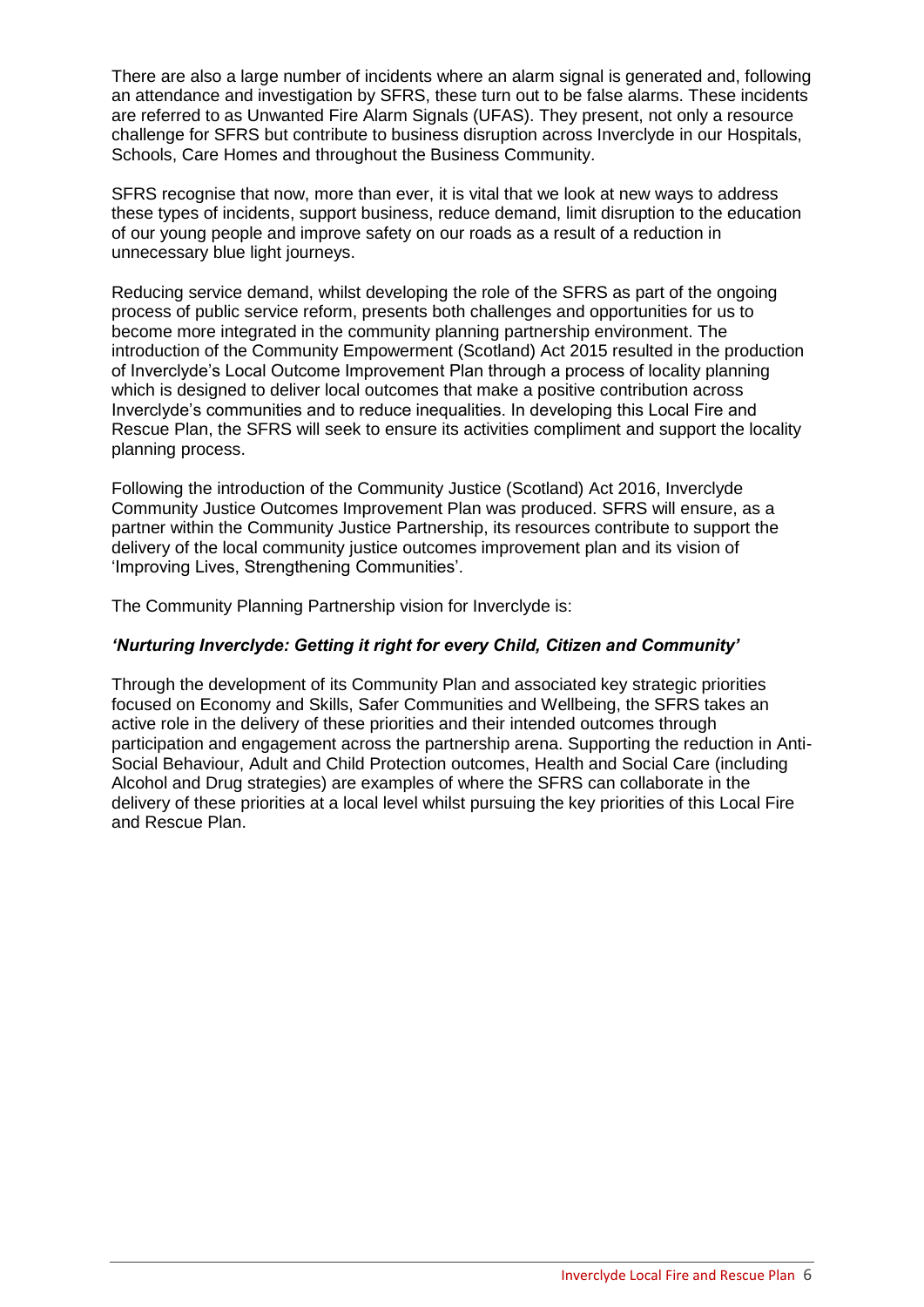There are also a large number of incidents where an alarm signal is generated and, following an attendance and investigation by SFRS, these turn out to be false alarms. These incidents are referred to as Unwanted Fire Alarm Signals (UFAS). They present, not only a resource challenge for SFRS but contribute to business disruption across Inverclyde in our Hospitals, Schools, Care Homes and throughout the Business Community.

SFRS recognise that now, more than ever, it is vital that we look at new ways to address these types of incidents, support business, reduce demand, limit disruption to the education of our young people and improve safety on our roads as a result of a reduction in unnecessary blue light journeys.

Reducing service demand, whilst developing the role of the SFRS as part of the ongoing process of public service reform, presents both challenges and opportunities for us to become more integrated in the community planning partnership environment. The introduction of the Community Empowerment (Scotland) Act 2015 resulted in the production of Inverclyde's Local Outcome Improvement Plan through a process of locality planning which is designed to deliver local outcomes that make a positive contribution across Inverclyde's communities and to reduce inequalities. In developing this Local Fire and Rescue Plan, the SFRS will seek to ensure its activities compliment and support the locality planning process.

Following the introduction of the Community Justice (Scotland) Act 2016, Inverclyde Community Justice Outcomes Improvement Plan was produced. SFRS will ensure, as a partner within the Community Justice Partnership, its resources contribute to support the delivery of the local community justice outcomes improvement plan and its vision of 'Improving Lives, Strengthening Communities'.

The Community Planning Partnership vision for Inverclyde is:

***'Nurturing Inverclyde: Getting it right for every Child, Citizen and Community'***

Through the development of its Community Plan and associated key strategic priorities focused on Economy and Skills, Safer Communities and Wellbeing, the SFRS takes an active role in the delivery of these priorities and their intended outcomes through participation and engagement across the partnership arena. Supporting the reduction in Anti-Social Behaviour, Adult and Child Protection outcomes, Health and Social Care (including Alcohol and Drug strategies) are examples of where the SFRS can collaborate in the delivery of these priorities at a local level whilst pursuing the key priorities of this Local Fire and Rescue Plan.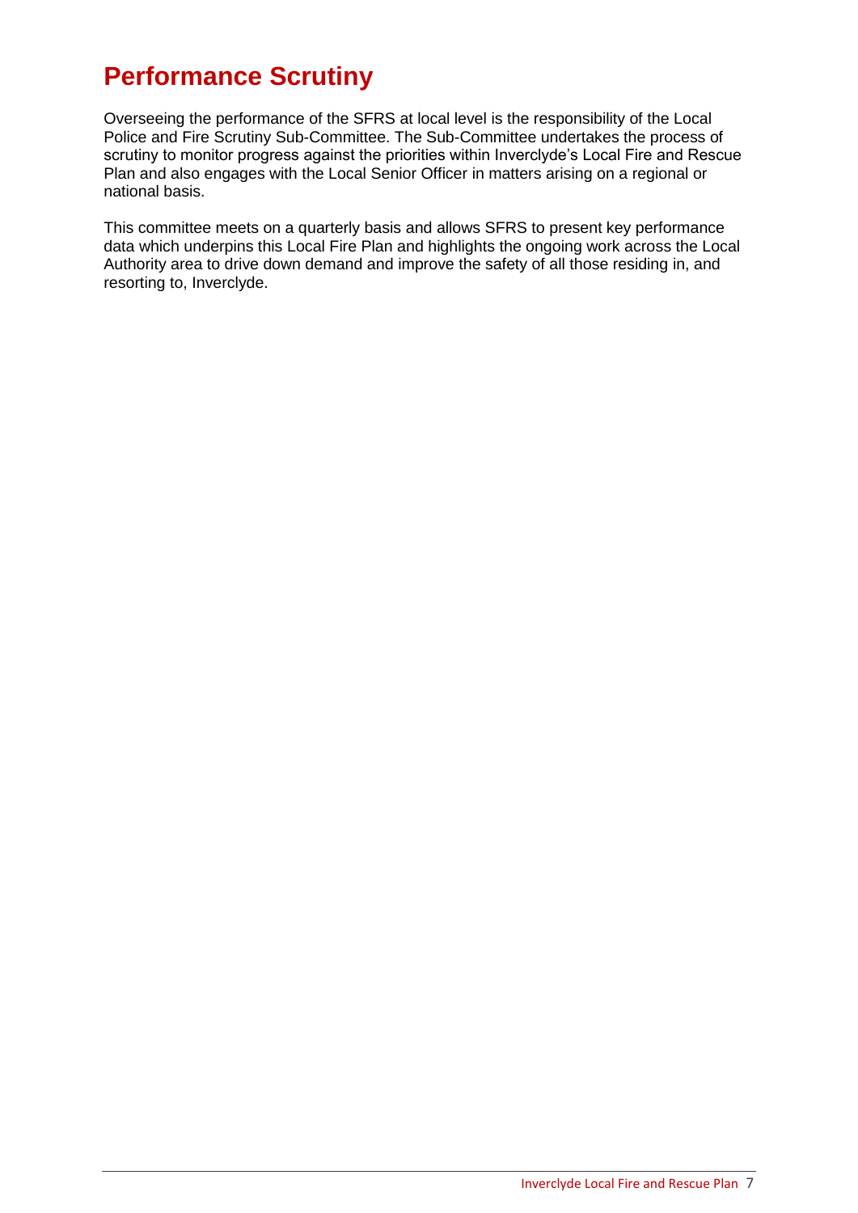# Performance Scrutiny

Overseeing the performance of the SFRS at local level is the responsibility of the Local Police and Fire Scrutiny Sub-Committee. The Sub-Committee undertakes the process of scrutiny to monitor progress against the priorities within Inverclyde's Local Fire and Rescue Plan and also engages with the Local Senior Officer in matters arising on a regional or national basis.

This committee meets on a quarterly basis and allows SFRS to present key performance data which underpins this Local Fire Plan and highlights the ongoing work across the Local Authority area to drive down demand and improve the safety of all those residing in, and resorting to, Inverclyde.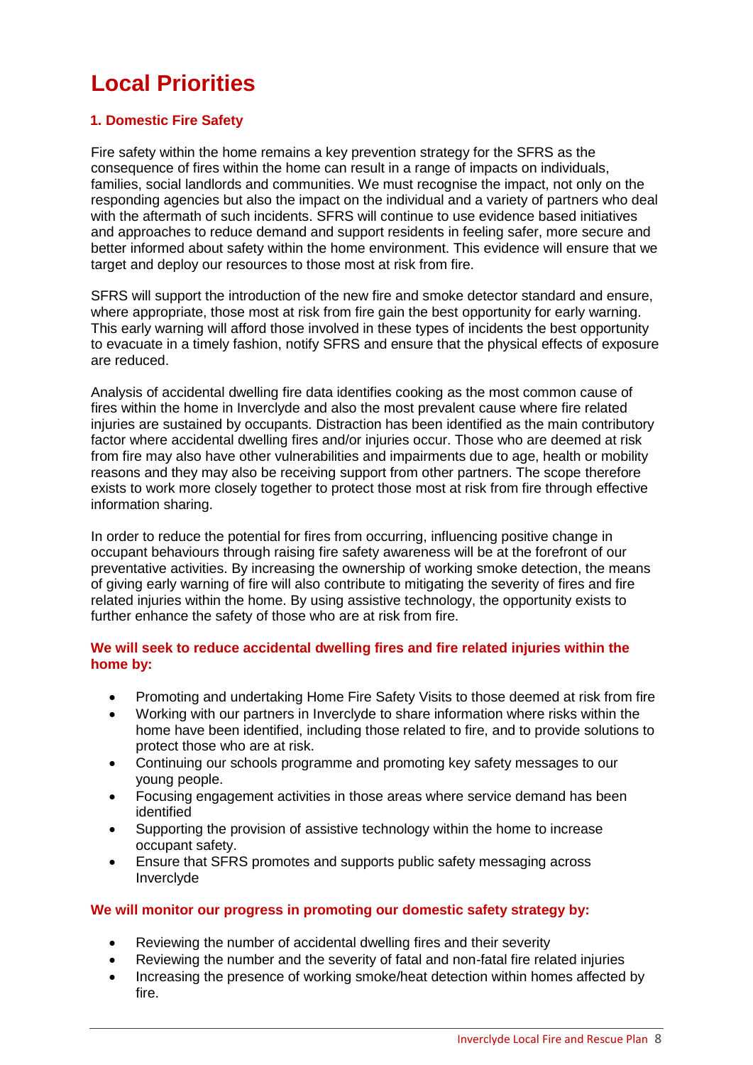# Local Priorities

## 1. Domestic Fire Safety

Fire safety within the home remains a key prevention strategy for the SFRS as the consequence of fires within the home can result in a range of impacts on individuals, families, social landlords and communities. We must recognise the impact, not only on the responding agencies but also the impact on the individual and a variety of partners who deal with the aftermath of such incidents. SFRS will continue to use evidence based initiatives and approaches to reduce demand and support residents in feeling safer, more secure and better informed about safety within the home environment. This evidence will ensure that we target and deploy our resources to those most at risk from fire.

SFRS will support the introduction of the new fire and smoke detector standard and ensure, where appropriate, those most at risk from fire gain the best opportunity for early warning. This early warning will afford those involved in these types of incidents the best opportunity to evacuate in a timely fashion, notify SFRS and ensure that the physical effects of exposure are reduced.

Analysis of accidental dwelling fire data identifies cooking as the most common cause of fires within the home in Inverclyde and also the most prevalent cause where fire related injuries are sustained by occupants. Distraction has been identified as the main contributory factor where accidental dwelling fires and/or injuries occur. Those who are deemed at risk from fire may also have other vulnerabilities and impairments due to age, health or mobility reasons and they may also be receiving support from other partners. The scope therefore exists to work more closely together to protect those most at risk from fire through effective information sharing.

In order to reduce the potential for fires from occurring, influencing positive change in occupant behaviours through raising fire safety awareness will be at the forefront of our preventative activities. By increasing the ownership of working smoke detection, the means of giving early warning of fire will also contribute to mitigating the severity of fires and fire related injuries within the home. By using assistive technology, the opportunity exists to further enhance the safety of those who are at risk from fire.

**We will seek to reduce accidental dwelling fires and fire related injuries within the home by:**

- Promoting and undertaking Home Fire Safety Visits to those deemed at risk from fire
- Working with our partners in Inverclyde to share information where risks within the home have been identified, including those related to fire, and to provide solutions to protect those who are at risk.
- Continuing our schools programme and promoting key safety messages to our young people.
- Focusing engagement activities in those areas where service demand has been identified
- Supporting the provision of assistive technology within the home to increase occupant safety.
- Ensure that SFRS promotes and supports public safety messaging across Inverclyde

**We will monitor our progress in promoting our domestic safety strategy by:**

- Reviewing the number of accidental dwelling fires and their severity
- Reviewing the number and the severity of fatal and non-fatal fire related injuries
- Increasing the presence of working smoke/heat detection within homes affected by fire.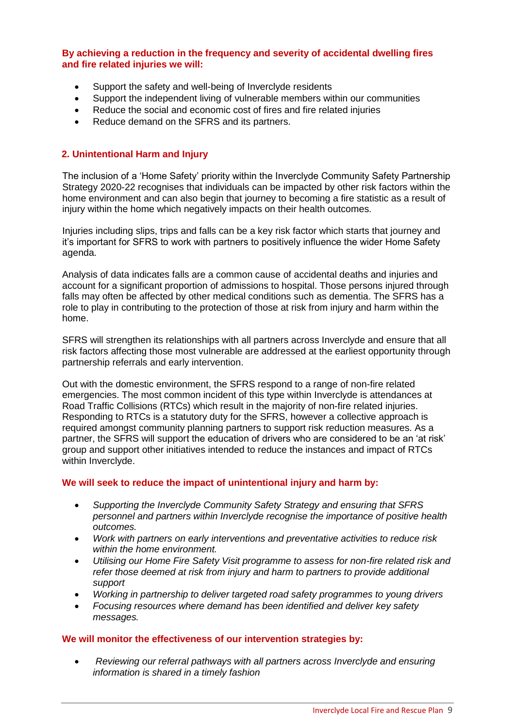**By achieving a reduction in the frequency and severity of accidental dwelling fires and fire related injuries we will:**

- Support the safety and well-being of Inverclyde residents
- Support the independent living of vulnerable members within our communities
- Reduce the social and economic cost of fires and fire related injuries
- Reduce demand on the SFRS and its partners.

## 2. Unintentional Harm and Injury

The inclusion of a 'Home Safety' priority within the Inverclyde Community Safety Partnership Strategy 2020-22 recognises that individuals can be impacted by other risk factors within the home environment and can also begin that journey to becoming a fire statistic as a result of injury within the home which negatively impacts on their health outcomes.

Injuries including slips, trips and falls can be a key risk factor which starts that journey and it's important for SFRS to work with partners to positively influence the wider Home Safety agenda.

Analysis of data indicates falls are a common cause of accidental deaths and injuries and account for a significant proportion of admissions to hospital. Those persons injured through falls may often be affected by other medical conditions such as dementia. The SFRS has a role to play in contributing to the protection of those at risk from injury and harm within the home.

SFRS will strengthen its relationships with all partners across Inverclyde and ensure that all risk factors affecting those most vulnerable are addressed at the earliest opportunity through partnership referrals and early intervention.

Out with the domestic environment, the SFRS respond to a range of non-fire related emergencies. The most common incident of this type within Inverclyde is attendances at Road Traffic Collisions (RTCs) which result in the majority of non-fire related injuries. Responding to RTCs is a statutory duty for the SFRS, however a collective approach is required amongst community planning partners to support risk reduction measures. As a partner, the SFRS will support the education of drivers who are considered to be an 'at risk' group and support other initiatives intended to reduce the instances and impact of RTCs within Inverclyde.

**We will seek to reduce the impact of unintentional injury and harm by:**

- *Supporting the Inverclyde Community Safety Strategy and ensuring that SFRS personnel and partners within Inverclyde recognise the importance of positive health outcomes.*
- *Work with partners on early interventions and preventative activities to reduce risk within the home environment.*
- *Utilising our Home Fire Safety Visit programme to assess for non-fire related risk and refer those deemed at risk from injury and harm to partners to provide additional support*
- *Working in partnership to deliver targeted road safety programmes to young drivers*
- *Focusing resources where demand has been identified and deliver key safety messages.*

**We will monitor the effectiveness of our intervention strategies by:**

- *Reviewing our referral pathways with all partners across Inverclyde and ensuring information is shared in a timely fashion*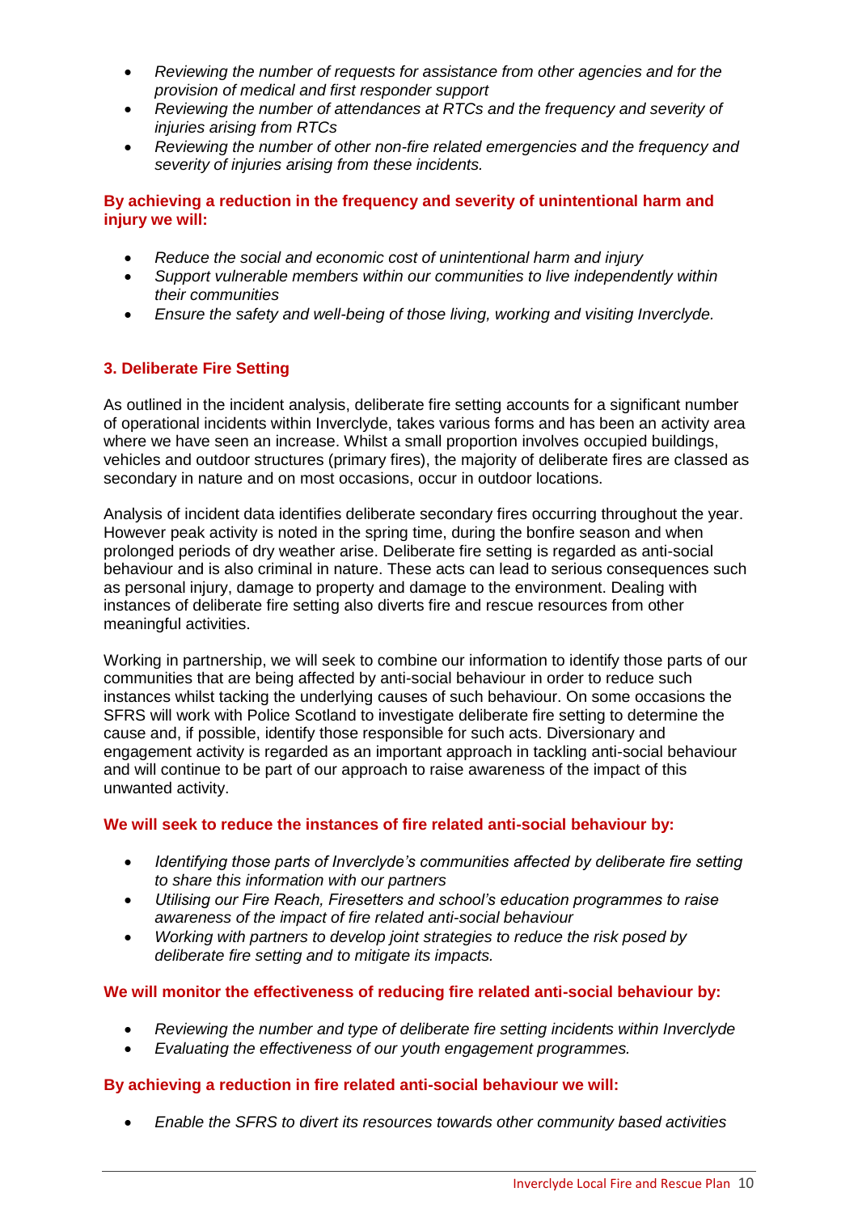- *Reviewing the number of requests for assistance from other agencies and for the provision of medical and first responder support*
- *Reviewing the number of attendances at RTCs and the frequency and severity of injuries arising from RTCs*
- *Reviewing the number of other non-fire related emergencies and the frequency and severity of injuries arising from these incidents.*

**By achieving a reduction in the frequency and severity of unintentional harm and injury we will:**

- *Reduce the social and economic cost of unintentional harm and injury*
- *Support vulnerable members within our communities to live independently within their communities*
- *Ensure the safety and well-being of those living, working and visiting Inverclyde.*

### 3. Deliberate Fire Setting

As outlined in the incident analysis, deliberate fire setting accounts for a significant number of operational incidents within Inverclyde, takes various forms and has been an activity area where we have seen an increase. Whilst a small proportion involves occupied buildings, vehicles and outdoor structures (primary fires), the majority of deliberate fires are classed as secondary in nature and on most occasions, occur in outdoor locations.

Analysis of incident data identifies deliberate secondary fires occurring throughout the year. However peak activity is noted in the spring time, during the bonfire season and when prolonged periods of dry weather arise. Deliberate fire setting is regarded as anti-social behaviour and is also criminal in nature. These acts can lead to serious consequences such as personal injury, damage to property and damage to the environment. Dealing with instances of deliberate fire setting also diverts fire and rescue resources from other meaningful activities.

Working in partnership, we will seek to combine our information to identify those parts of our communities that are being affected by anti-social behaviour in order to reduce such instances whilst tacking the underlying causes of such behaviour. On some occasions the SFRS will work with Police Scotland to investigate deliberate fire setting to determine the cause and, if possible, identify those responsible for such acts. Diversionary and engagement activity is regarded as an important approach in tackling anti-social behaviour and will continue to be part of our approach to raise awareness of the impact of this unwanted activity.

**We will seek to reduce the instances of fire related anti-social behaviour by:**

- *Identifying those parts of Inverclyde's communities affected by deliberate fire setting to share this information with our partners*
- *Utilising our Fire Reach, Firesetters and school's education programmes to raise awareness of the impact of fire related anti-social behaviour*
- *Working with partners to develop joint strategies to reduce the risk posed by deliberate fire setting and to mitigate its impacts.*

**We will monitor the effectiveness of reducing fire related anti-social behaviour by:**

- *Reviewing the number and type of deliberate fire setting incidents within Inverclyde*
- *Evaluating the effectiveness of our youth engagement programmes.*

**By achieving a reduction in fire related anti-social behaviour we will:**

- *Enable the SFRS to divert its resources towards other community based activities*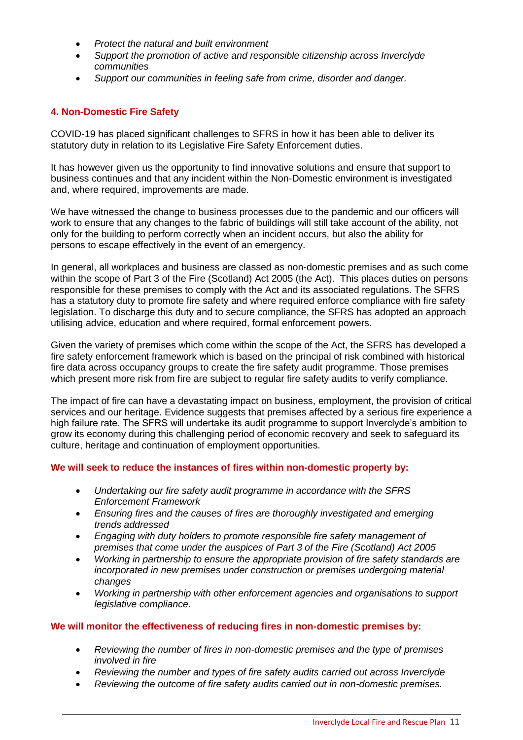- *Protect the natural and built environment*
- *Support the promotion of active and responsible citizenship across Inverclyde communities*
- *Support our communities in feeling safe from crime, disorder and danger.*

## 4. Non-Domestic Fire Safety

COVID-19 has placed significant challenges to SFRS in how it has been able to deliver its statutory duty in relation to its Legislative Fire Safety Enforcement duties.

It has however given us the opportunity to find innovative solutions and ensure that support to business continues and that any incident within the Non-Domestic environment is investigated and, where required, improvements are made.

We have witnessed the change to business processes due to the pandemic and our officers will work to ensure that any changes to the fabric of buildings will still take account of the ability, not only for the building to perform correctly when an incident occurs, but also the ability for persons to escape effectively in the event of an emergency.

In general, all workplaces and business are classed as non-domestic premises and as such come within the scope of Part 3 of the Fire (Scotland) Act 2005 (the Act). This places duties on persons responsible for these premises to comply with the Act and its associated regulations. The SFRS has a statutory duty to promote fire safety and where required enforce compliance with fire safety legislation. To discharge this duty and to secure compliance, the SFRS has adopted an approach utilising advice, education and where required, formal enforcement powers.

Given the variety of premises which come within the scope of the Act, the SFRS has developed a fire safety enforcement framework which is based on the principal of risk combined with historical fire data across occupancy groups to create the fire safety audit programme. Those premises which present more risk from fire are subject to regular fire safety audits to verify compliance.

The impact of fire can have a devastating impact on business, employment, the provision of critical services and our heritage. Evidence suggests that premises affected by a serious fire experience a high failure rate. The SFRS will undertake its audit programme to support Inverclyde's ambition to grow its economy during this challenging period of economic recovery and seek to safeguard its culture, heritage and continuation of employment opportunities.

**We will seek to reduce the instances of fires within non-domestic property by:**

- *Undertaking our fire safety audit programme in accordance with the SFRS Enforcement Framework*
- *Ensuring fires and the causes of fires are thoroughly investigated and emerging trends addressed*
- *Engaging with duty holders to promote responsible fire safety management of premises that come under the auspices of Part 3 of the Fire (Scotland) Act 2005*
- *Working in partnership to ensure the appropriate provision of fire safety standards are incorporated in new premises under construction or premises undergoing material changes*
- *Working in partnership with other enforcement agencies and organisations to support legislative compliance.*

**We will monitor the effectiveness of reducing fires in non-domestic premises by:**

- *Reviewing the number of fires in non-domestic premises and the type of premises involved in fire*
- *Reviewing the number and types of fire safety audits carried out across Inverclyde*
- *Reviewing the outcome of fire safety audits carried out in non-domestic premises.*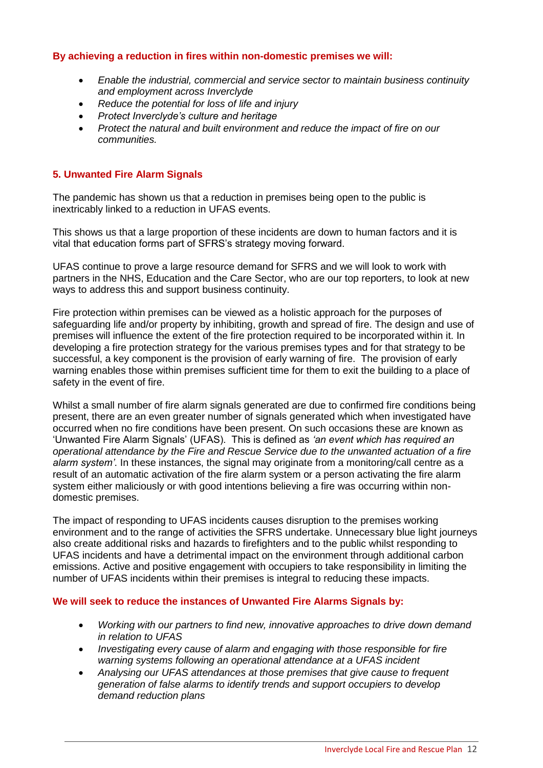**By achieving a reduction in fires within non-domestic premises we will:**

- *Enable the industrial, commercial and service sector to maintain business continuity and employment across Inverclyde*
- *Reduce the potential for loss of life and injury*
- *Protect Inverclyde's culture and heritage*
- *Protect the natural and built environment and reduce the impact of fire on our communities.*

## 5. Unwanted Fire Alarm Signals

The pandemic has shown us that a reduction in premises being open to the public is inextricably linked to a reduction in UFAS events.

This shows us that a large proportion of these incidents are down to human factors and it is vital that education forms part of SFRS's strategy moving forward.

UFAS continue to prove a large resource demand for SFRS and we will look to work with partners in the NHS, Education and the Care Sector, who are our top reporters, to look at new ways to address this and support business continuity.

Fire protection within premises can be viewed as a holistic approach for the purposes of safeguarding life and/or property by inhibiting, growth and spread of fire. The design and use of premises will influence the extent of the fire protection required to be incorporated within it. In developing a fire protection strategy for the various premises types and for that strategy to be successful, a key component is the provision of early warning of fire. The provision of early warning enables those within premises sufficient time for them to exit the building to a place of safety in the event of fire.

Whilst a small number of fire alarm signals generated are due to confirmed fire conditions being present, there are an even greater number of signals generated which when investigated have occurred when no fire conditions have been present. On such occasions these are known as 'Unwanted Fire Alarm Signals' (UFAS). This is defined as *'an event which has required an operational attendance by the Fire and Rescue Service due to the unwanted actuation of a fire alarm system'*. In these instances, the signal may originate from a monitoring/call centre as a result of an automatic activation of the fire alarm system or a person activating the fire alarm system either maliciously or with good intentions believing a fire was occurring within non-domestic premises.

The impact of responding to UFAS incidents causes disruption to the premises working environment and to the range of activities the SFRS undertake. Unnecessary blue light journeys also create additional risks and hazards to firefighters and to the public whilst responding to UFAS incidents and have a detrimental impact on the environment through additional carbon emissions. Active and positive engagement with occupiers to take responsibility in limiting the number of UFAS incidents within their premises is integral to reducing these impacts.

**We will seek to reduce the instances of Unwanted Fire Alarms Signals by:**

- *Working with our partners to find new, innovative approaches to drive down demand in relation to UFAS*
- *Investigating every cause of alarm and engaging with those responsible for fire warning systems following an operational attendance at a UFAS incident*
- *Analysing our UFAS attendances at those premises that give cause to frequent generation of false alarms to identify trends and support occupiers to develop demand reduction plans*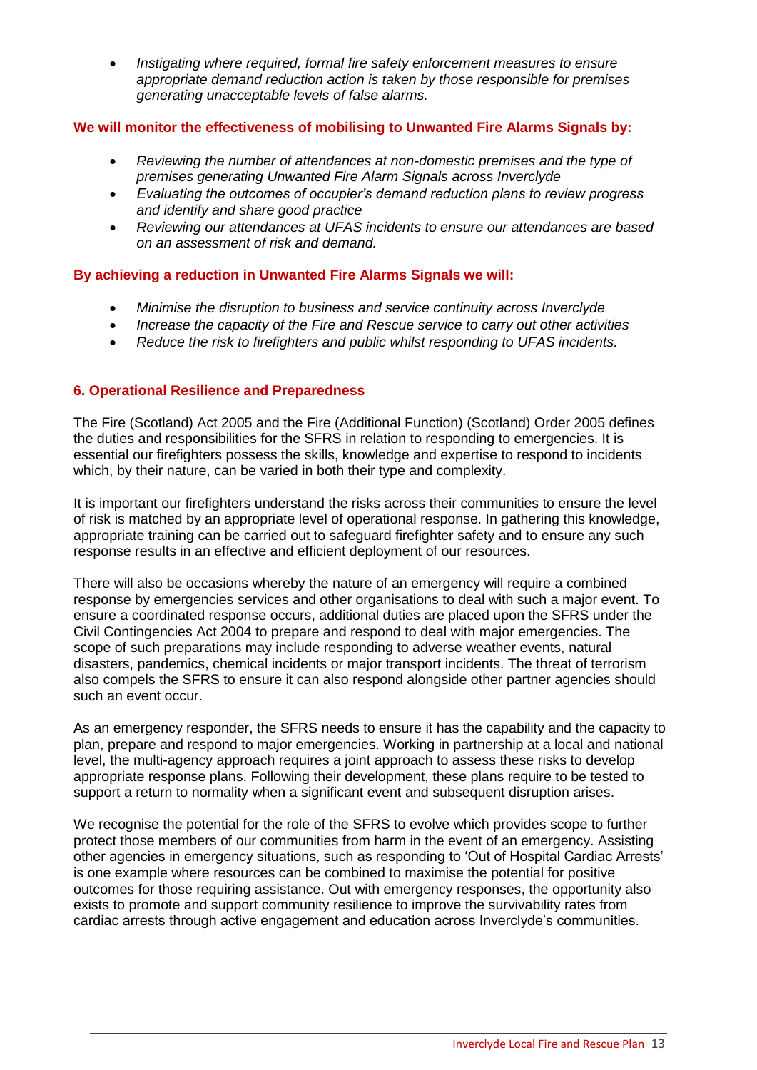- *Instigating where required, formal fire safety enforcement measures to ensure appropriate demand reduction action is taken by those responsible for premises generating unacceptable levels of false alarms.*

**We will monitor the effectiveness of mobilising to Unwanted Fire Alarms Signals by:**

- *Reviewing the number of attendances at non-domestic premises and the type of premises generating Unwanted Fire Alarm Signals across Inverclyde*
- *Evaluating the outcomes of occupier's demand reduction plans to review progress and identify and share good practice*
- *Reviewing our attendances at UFAS incidents to ensure our attendances are based on an assessment of risk and demand.*

**By achieving a reduction in Unwanted Fire Alarms Signals we will:**

- *Minimise the disruption to business and service continuity across Inverclyde*
- *Increase the capacity of the Fire and Rescue service to carry out other activities*
- *Reduce the risk to firefighters and public whilst responding to UFAS incidents.*

## 6. Operational Resilience and Preparedness

The Fire (Scotland) Act 2005 and the Fire (Additional Function) (Scotland) Order 2005 defines the duties and responsibilities for the SFRS in relation to responding to emergencies. It is essential our firefighters possess the skills, knowledge and expertise to respond to incidents which, by their nature, can be varied in both their type and complexity.

It is important our firefighters understand the risks across their communities to ensure the level of risk is matched by an appropriate level of operational response. In gathering this knowledge, appropriate training can be carried out to safeguard firefighter safety and to ensure any such response results in an effective and efficient deployment of our resources.

There will also be occasions whereby the nature of an emergency will require a combined response by emergencies services and other organisations to deal with such a major event. To ensure a coordinated response occurs, additional duties are placed upon the SFRS under the Civil Contingencies Act 2004 to prepare and respond to deal with major emergencies. The scope of such preparations may include responding to adverse weather events, natural disasters, pandemics, chemical incidents or major transport incidents. The threat of terrorism also compels the SFRS to ensure it can also respond alongside other partner agencies should such an event occur.

As an emergency responder, the SFRS needs to ensure it has the capability and the capacity to plan, prepare and respond to major emergencies. Working in partnership at a local and national level, the multi-agency approach requires a joint approach to assess these risks to develop appropriate response plans. Following their development, these plans require to be tested to support a return to normality when a significant event and subsequent disruption arises.

We recognise the potential for the role of the SFRS to evolve which provides scope to further protect those members of our communities from harm in the event of an emergency. Assisting other agencies in emergency situations, such as responding to 'Out of Hospital Cardiac Arrests' is one example where resources can be combined to maximise the potential for positive outcomes for those requiring assistance. Out with emergency responses, the opportunity also exists to promote and support community resilience to improve the survivability rates from cardiac arrests through active engagement and education across Inverclyde's communities.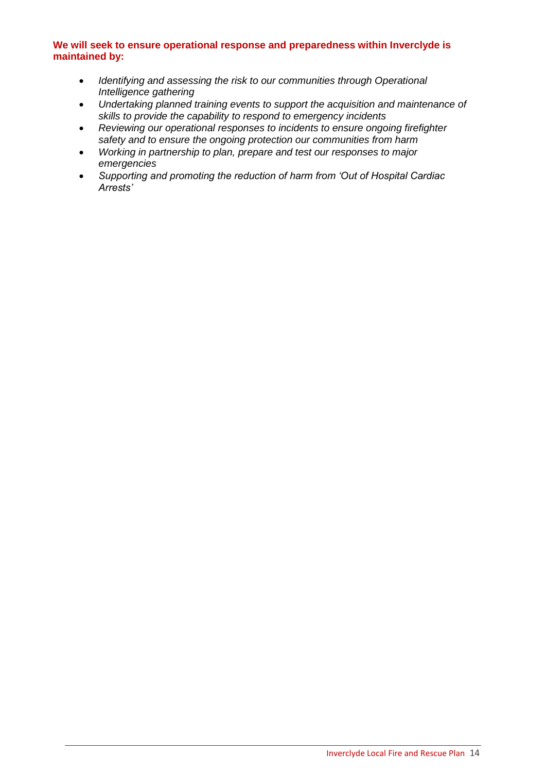**We will seek to ensure operational response and preparedness within Inverclyde is maintained by:**

- *Identifying and assessing the risk to our communities through Operational Intelligence gathering*
- *Undertaking planned training events to support the acquisition and maintenance of skills to provide the capability to respond to emergency incidents*
- *Reviewing our operational responses to incidents to ensure ongoing firefighter safety and to ensure the ongoing protection our communities from harm*
- *Working in partnership to plan, prepare and test our responses to major emergencies*
- *Supporting and promoting the reduction of harm from 'Out of Hospital Cardiac Arrests'*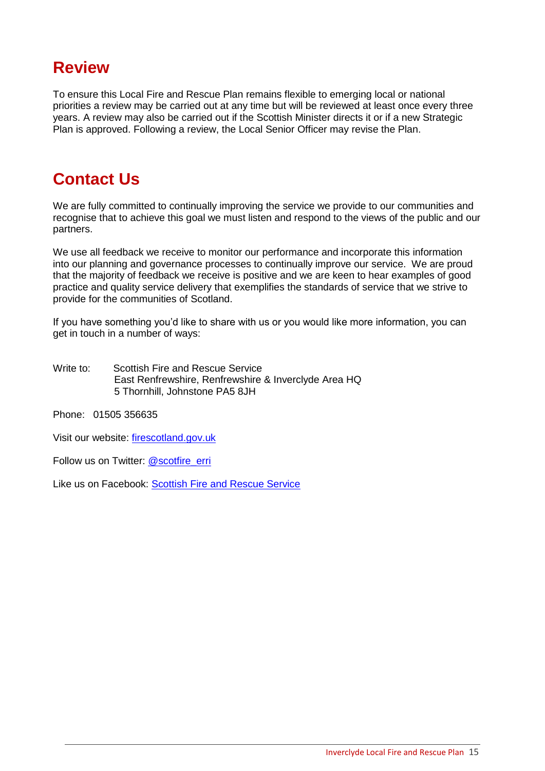## Review

To ensure this Local Fire and Rescue Plan remains flexible to emerging local or national priorities a review may be carried out at any time but will be reviewed at least once every three years. A review may also be carried out if the Scottish Minister directs it or if a new Strategic Plan is approved. Following a review, the Local Senior Officer may revise the Plan.

## Contact Us

We are fully committed to continually improving the service we provide to our communities and recognise that to achieve this goal we must listen and respond to the views of the public and our partners.

We use all feedback we receive to monitor our performance and incorporate this information into our planning and governance processes to continually improve our service. We are proud that the majority of feedback we receive is positive and we are keen to hear examples of good practice and quality service delivery that exemplifies the standards of service that we strive to provide for the communities of Scotland.

If you have something you'd like to share with us or you would like more information, you can get in touch in a number of ways:

Write to: Scottish Fire and Rescue Service
East Renfrewshire, Renfrewshire & Inverclyde Area HQ
5 Thornhill, Johnstone PA5 8JH

Phone: 01505 356635

Visit our website: firescotland.gov.uk

Follow us on Twitter: @scotfire_erri

Like us on Facebook: Scottish Fire and Rescue Service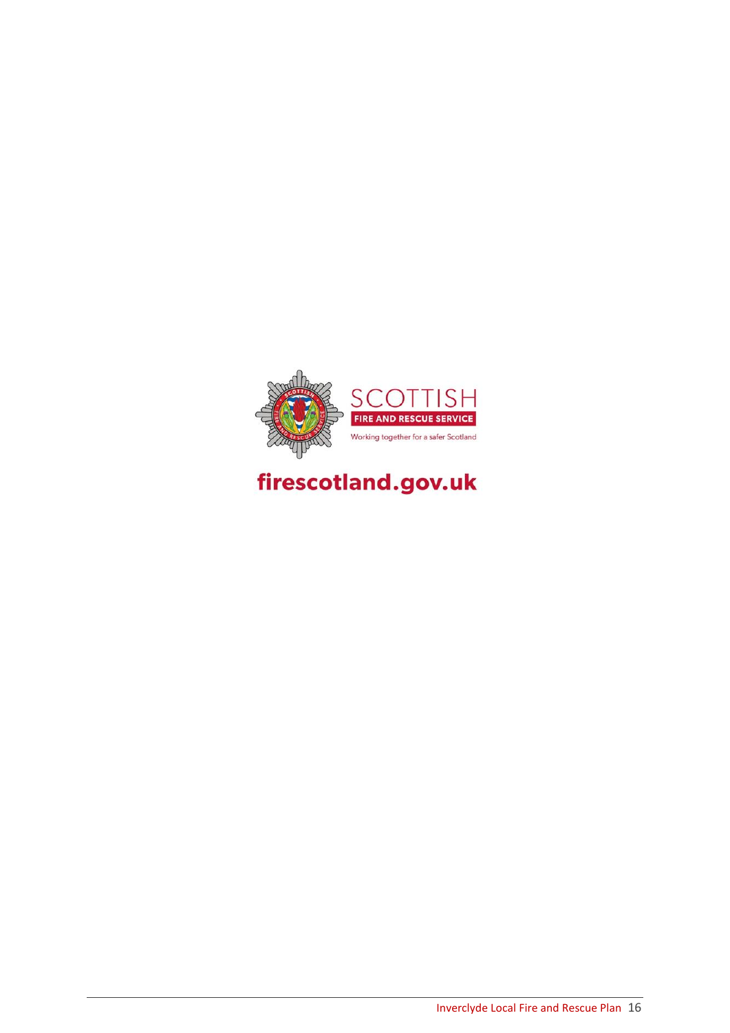SCOTTISH

FIRE AND RESCUE SERVICE

Working together for a safer Scotland

**firescotland.gov.uk**